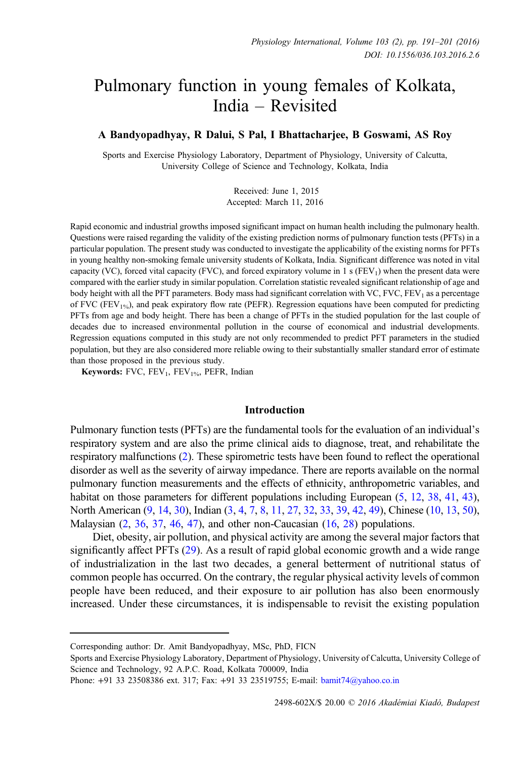# Pulmonary function in young females of Kolkata, India – Revisited

**A Bandyopadhyay, R Dalui, S Pal, I Bhattacharjee, B Goswami, AS Roy**

Sports and Exercise Physiology Laboratory, Department of Physiology, University of Calcutta, University College of Science and Technology, Kolkata, India

Received: June 1, 2015
Accepted: March 11, 2016

Rapid economic and industrial growths imposed significant impact on human health including the pulmonary health. Questions were raised regarding the validity of the existing prediction norms of pulmonary function tests (PFTs) in a particular population. The present study was conducted to investigate the applicability of the existing norms for PFTs in young healthy non-smoking female university students of Kolkata, India. Significant difference was noted in vital capacity (VC), forced vital capacity (FVC), and forced expiratory volume in 1 s ($FEV_1$) when the present data were compared with the earlier study in similar population. Correlation statistic revealed significant relationship of age and body height with all the PFT parameters. Body mass had significant correlation with VC, FVC, $FEV_1$ as a percentage of FVC ($FEV_{1\%}$), and peak expiratory flow rate (PEFR). Regression equations have been computed for predicting PFTs from age and body height. There has been a change of PFTs in the studied population for the last couple of decades due to increased environmental pollution in the course of economical and industrial developments. Regression equations computed in this study are not only recommended to predict PFT parameters in the studied population, but they are also considered more reliable owing to their substantially smaller standard error of estimate than those proposed in the previous study.

**Keywords:** FVC, $FEV_1$, $FEV_{1\%}$, PEFR, Indian

## Introduction

Pulmonary function tests (PFTs) are the fundamental tools for the evaluation of an individual's respiratory system and are also the prime clinical aids to diagnose, treat, and rehabilitate the respiratory malfunctions (2). These spirometric tests have been found to reflect the operational disorder as well as the severity of airway impedance. There are reports available on the normal pulmonary function measurements and the effects of ethnicity, anthropometric variables, and habitat on those parameters for different populations including European (5, 12, 38, 41, 43), North American (9, 14, 30), Indian (3, 4, 7, 8, 11, 27, 32, 33, 39, 42, 49), Chinese (10, 13, 50), Malaysian (2, 36, 37, 46, 47), and other non-Caucasian (16, 28) populations.

Diet, obesity, air pollution, and physical activity are among the several major factors that significantly affect PFTs (29). As a result of rapid global economic growth and a wide range of industrialization in the last two decades, a general betterment of nutritional status of common people has occurred. On the contrary, the regular physical activity levels of common people have been reduced, and their exposure to air pollution has also been enormously increased. Under these circumstances, it is indispensable to revisit the existing population

---

Corresponding author: Dr. Amit Bandyopadhyay, MSc, PhD, FICN
Sports and Exercise Physiology Laboratory, Department of Physiology, University of Calcutta, University College of Science and Technology, 92 A.P.C. Road, Kolkata 700009, India
Phone: +91 33 23508386 ext. 317; Fax: +91 33 23519755; E-mail: bamit74@yahoo.co.in

2498-602X/$ 20.00 © 2016 Akadémiai Kiadó, Budapest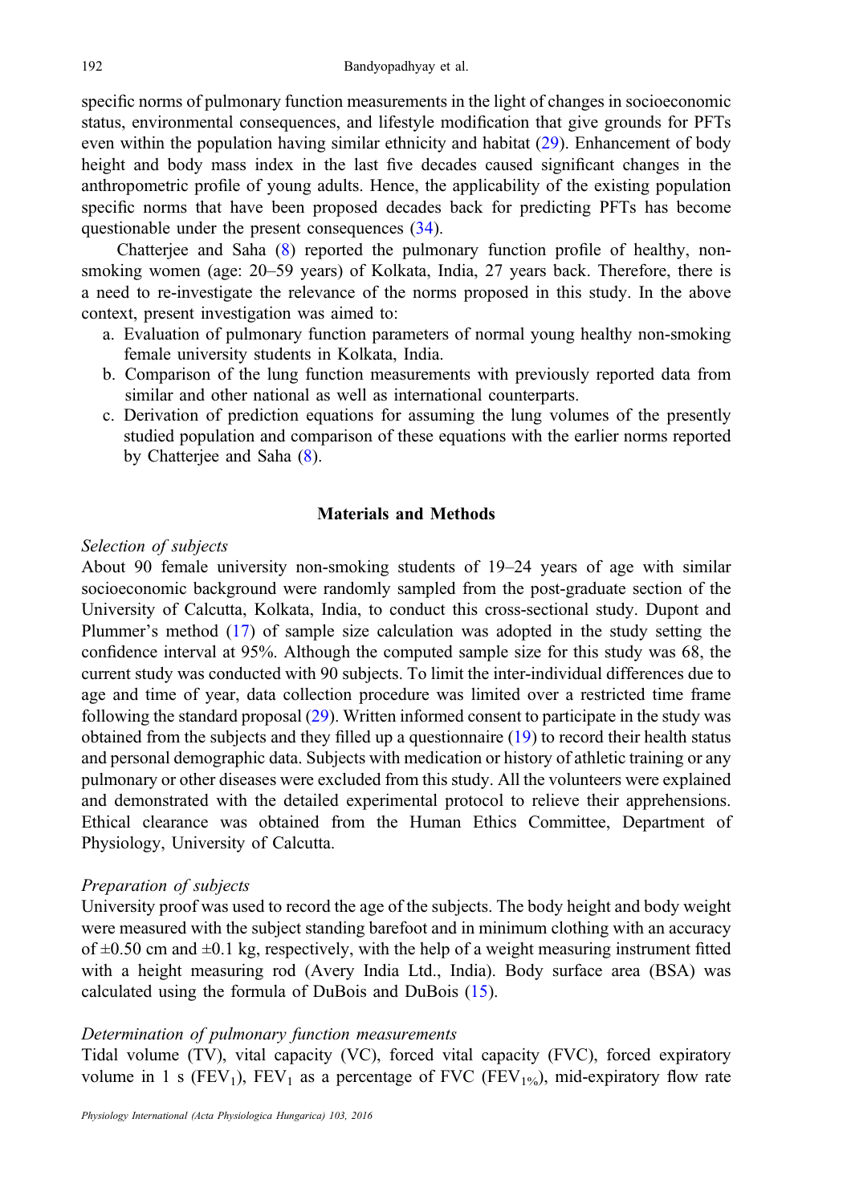specific norms of pulmonary function measurements in the light of changes in socioeconomic status, environmental consequences, and lifestyle modification that give grounds for PFTs even within the population having similar ethnicity and habitat (29). Enhancement of body height and body mass index in the last five decades caused significant changes in the anthropometric profile of young adults. Hence, the applicability of the existing population specific norms that have been proposed decades back for predicting PFTs has become questionable under the present consequences (34).

Chatterjee and Saha (8) reported the pulmonary function profile of healthy, non-smoking women (age: 20–59 years) of Kolkata, India, 27 years back. Therefore, there is a need to re-investigate the relevance of the norms proposed in this study. In the above context, present investigation was aimed to:

a. Evaluation of pulmonary function parameters of normal young healthy non-smoking female university students in Kolkata, India.
b. Comparison of the lung function measurements with previously reported data from similar and other national as well as international counterparts.
c. Derivation of prediction equations for assuming the lung volumes of the presently studied population and comparison of these equations with the earlier norms reported by Chatterjee and Saha (8).

## Materials and Methods

### *Selection of subjects*

About 90 female university non-smoking students of 19–24 years of age with similar socioeconomic background were randomly sampled from the post-graduate section of the University of Calcutta, Kolkata, India, to conduct this cross-sectional study. Dupont and Plummer's method (17) of sample size calculation was adopted in the study setting the confidence interval at 95%. Although the computed sample size for this study was 68, the current study was conducted with 90 subjects. To limit the inter-individual differences due to age and time of year, data collection procedure was limited over a restricted time frame following the standard proposal (29). Written informed consent to participate in the study was obtained from the subjects and they filled up a questionnaire (19) to record their health status and personal demographic data. Subjects with medication or history of athletic training or any pulmonary or other diseases were excluded from this study. All the volunteers were explained and demonstrated with the detailed experimental protocol to relieve their apprehensions. Ethical clearance was obtained from the Human Ethics Committee, Department of Physiology, University of Calcutta.

### *Preparation of subjects*

University proof was used to record the age of the subjects. The body height and body weight were measured with the subject standing barefoot and in minimum clothing with an accuracy of ±0.50 cm and ±0.1 kg, respectively, with the help of a weight measuring instrument fitted with a height measuring rod (Avery India Ltd., India). Body surface area (BSA) was calculated using the formula of DuBois and DuBois (15).

### *Determination of pulmonary function measurements*

Tidal volume (TV), vital capacity (VC), forced vital capacity (FVC), forced expiratory volume in 1 s ($FEV_1$), $FEV_1$ as a percentage of FVC ($FEV_{1\%}$), mid-expiratory flow rate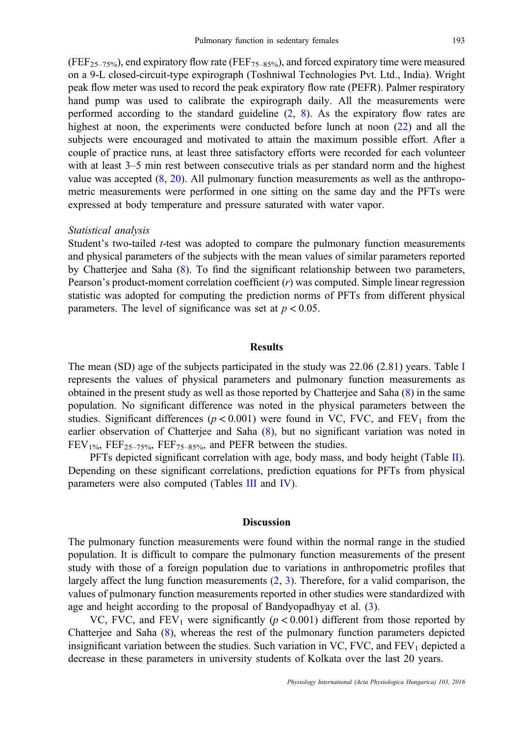($FEF_{25–75\%}$), end expiratory flow rate ($FEF_{75–85\%}$), and forced expiratory time were measured on a 9-L closed-circuit-type expirograph (Toshniwal Technologies Pvt. Ltd., India). Wright peak flow meter was used to record the peak expiratory flow rate (PEFR). Palmer respiratory hand pump was used to calibrate the expirograph daily. All the measurements were performed according to the standard guideline (2, 8). As the expiratory flow rates are highest at noon, the experiments were conducted before lunch at noon (22) and all the subjects were encouraged and motivated to attain the maximum possible effort. After a couple of practice runs, at least three satisfactory efforts were recorded for each volunteer with at least 3–5 min rest between consecutive trials as per standard norm and the highest value was accepted (8, 20). All pulmonary function measurements as well as the anthropometric measurements were performed in one sitting on the same day and the PFTs were expressed at body temperature and pressure saturated with water vapor.

*Statistical analysis*

Student's two-tailed *t*-test was adopted to compare the pulmonary function measurements and physical parameters of the subjects with the mean values of similar parameters reported by Chatterjee and Saha (8). To find the significant relationship between two parameters, Pearson's product-moment correlation coefficient ($r$) was computed. Simple linear regression statistic was adopted for computing the prediction norms of PFTs from different physical parameters. The level of significance was set at $p < 0.05$.

## Results

The mean (SD) age of the subjects participated in the study was 22.06 (2.81) years. Table I represents the values of physical parameters and pulmonary function measurements as obtained in the present study as well as those reported by Chatterjee and Saha (8) in the same population. No significant difference was noted in the physical parameters between the studies. Significant differences ($p < 0.001$) were found in VC, FVC, and $FEV_1$ from the earlier observation of Chatterjee and Saha (8), but no significant variation was noted in $FEV_{1\%}$, $FEF_{25–75\%}$, $FEF_{75–85\%}$, and PEFR between the studies.

PFTs depicted significant correlation with age, body mass, and body height (Table II). Depending on these significant correlations, prediction equations for PFTs from physical parameters were also computed (Tables III and IV).

## Discussion

The pulmonary function measurements were found within the normal range in the studied population. It is difficult to compare the pulmonary function measurements of the present study with those of a foreign population due to variations in anthropometric profiles that largely affect the lung function measurements (2, 3). Therefore, for a valid comparison, the values of pulmonary function measurements reported in other studies were standardized with age and height according to the proposal of Bandyopadhyay et al. (3).

VC, FVC, and $FEV_1$ were significantly ($p < 0.001$) different from those reported by Chatterjee and Saha (8), whereas the rest of the pulmonary function parameters depicted insignificant variation between the studies. Such variation in VC, FVC, and $FEV_1$ depicted a decrease in these parameters in university students of Kolkata over the last 20 years.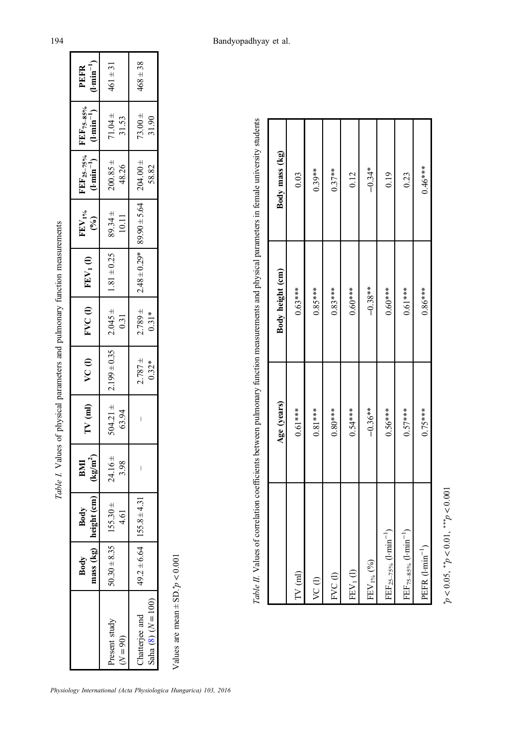*Table I.* Values of physical parameters and pulmonary function measurements

| | Body mass (kg) | Body height (cm) | BMI ($kg/m^2$) | TV (ml) | VC (l) | FVC (l) | $FEV_1$ (l) | $FEV_{1\%}$ (%) | $FEF_{25-75\%}$ ($l \cdot min^{-1}$) | $FEF_{75-85\%}$ ($l \cdot min^{-1}$) | PEFR ($l \cdot min^{-1}$) |
|---|---|---|---|---|---|---|---|---|---|---|---|
| Present study ($N = 90$) | 50.30 ± 8.35 | 155.30 ± 4.61 | 24.16 ± 3.98 | 504.21 ± 63.94 | 2.199 ± 0.35 | 2.045 ± 0.31 | 1.81 ± 0.25 | 89.34 ± 10.11 | 200.85 ± 48.26 | 71.04 ± 31.53 | 461 ± 31 |
| Chatterjee and Saha (8) ($N = 100$) | 49.2 ± 6.64 | 155.8 ± 4.31 | – | – | 2.787 ± 0.32* | 2.789 ± 0.31* | 2.48 ± 0.29* | 89.90 ± 5.64 | 204.00 ± 58.82 | 73.00 ± 31.90 | 468 ± 38 |

Values are mean ± SD.*$p < 0.001$

*Table II.* Values of correlation coefficients between pulmonary function measurements and physical parameters in female university students

| | Age (years) | Body height (cm) | Body mass (kg) |
|---|---|---|---|
| TV (ml) | 0.61*** | 0.63*** | 0.03 |
| VC (l) | 0.81*** | 0.85*** | 0.39** |
| FVC (l) | 0.80*** | 0.83*** | 0.37** |
| $FEV_1$ (l) | 0.54*** | 0.60*** | 0.12 |
| $FEV_{1\%}$ (%) | −0.36** | −0.38** | −0.34* |
| $FEF_{25-75\%}$ ($l \cdot min^{-1}$) | 0.56*** | 0.60*** | 0.19 |
| $FEF_{75-85\%}$ ($l \cdot min^{-1}$) | 0.57*** | 0.61*** | 0.23 |
| PEFR ($l \cdot min^{-1}$) | 0.75*** | 0.86*** | 0.46*** |

*$p < 0.05$, **$p < 0.01$, ***$p < 0.001$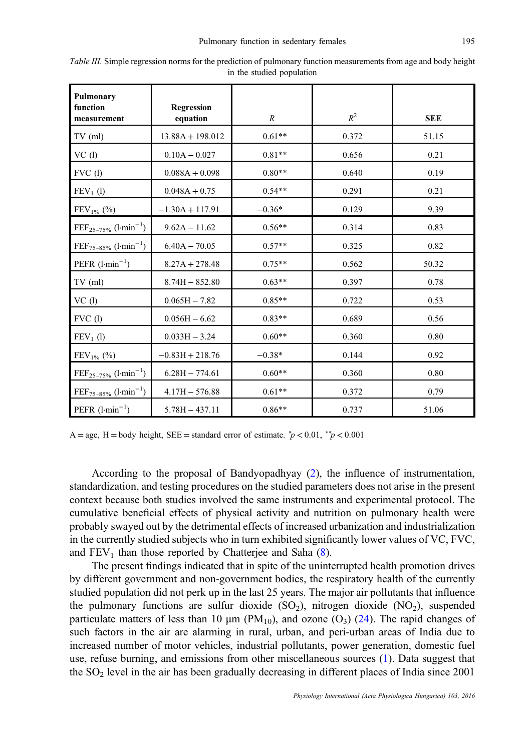*Table III.* Simple regression norms for the prediction of pulmonary function measurements from age and body height in the studied population

| Pulmonary function measurement | Regression equation | $R$ | $R^2$ | SEE |
|---|---|---|---|---|
| TV (ml) | 13.88A + 198.012 | 0.61** | 0.372 | 51.15 |
| VC (l) | 0.10A − 0.027 | 0.81** | 0.656 | 0.21 |
| FVC (l) | 0.088A + 0.098 | 0.80** | 0.640 | 0.19 |
| $FEV_1$ (l) | 0.048A + 0.75 | 0.54** | 0.291 | 0.21 |
| $FEV_{1\%}$ (%) | −1.30A + 117.91 | −0.36* | 0.129 | 9.39 |
| $FEF_{25–75\%}$ ($l \cdot min^{-1}$) | 9.62A − 11.62 | 0.56** | 0.314 | 0.83 |
| $FEF_{75–85\%}$ ($l \cdot min^{-1}$) | 6.40A − 70.05 | 0.57** | 0.325 | 0.82 |
| PEFR ($l \cdot min^{-1}$) | 8.27A + 278.48 | 0.75** | 0.562 | 50.32 |
| TV (ml) | 8.74H − 852.80 | 0.63** | 0.397 | 0.78 |
| VC (l) | 0.065H − 7.82 | 0.85** | 0.722 | 0.53 |
| FVC (l) | 0.056H − 6.62 | 0.83** | 0.689 | 0.56 |
| $FEV_1$ (l) | 0.033H − 3.24 | 0.60** | 0.360 | 0.80 |
| $FEV_{1\%}$ (%) | −0.83H + 218.76 | −0.38* | 0.144 | 0.92 |
| $FEF_{25–75\%}$ ($l \cdot min^{-1}$) | 6.28H − 774.61 | 0.60** | 0.360 | 0.80 |
| $FEF_{75–85\%}$ ($l \cdot min^{-1}$) | 4.17H − 576.88 | 0.61** | 0.372 | 0.79 |
| PEFR ($l \cdot min^{-1}$) | 5.78H − 437.11 | 0.86** | 0.737 | 51.06 |

A = age, H = body height, SEE = standard error of estimate. $^{*}p < 0.01$, $^{**}p < 0.001$

According to the proposal of Bandyopadhyay (2), the influence of instrumentation, standardization, and testing procedures on the studied parameters does not arise in the present context because both studies involved the same instruments and experimental protocol. The cumulative beneficial effects of physical activity and nutrition on pulmonary health were probably swayed out by the detrimental effects of increased urbanization and industrialization in the currently studied subjects who in turn exhibited significantly lower values of VC, FVC, and $FEV_1$ than those reported by Chatterjee and Saha (8).

The present findings indicated that in spite of the uninterrupted health promotion drives by different government and non-government bodies, the respiratory health of the currently studied population did not perk up in the last 25 years. The major air pollutants that influence the pulmonary functions are sulfur dioxide ($SO_2$), nitrogen dioxide ($NO_2$), suspended particulate matters of less than 10 μm ($PM_{10}$), and ozone ($O_3$) (24). The rapid changes of such factors in the air are alarming in rural, urban, and peri-urban areas of India due to increased number of motor vehicles, industrial pollutants, power generation, domestic fuel use, refuse burning, and emissions from other miscellaneous sources (1). Data suggest that the $SO_2$ level in the air has been gradually decreasing in different places of India since 2001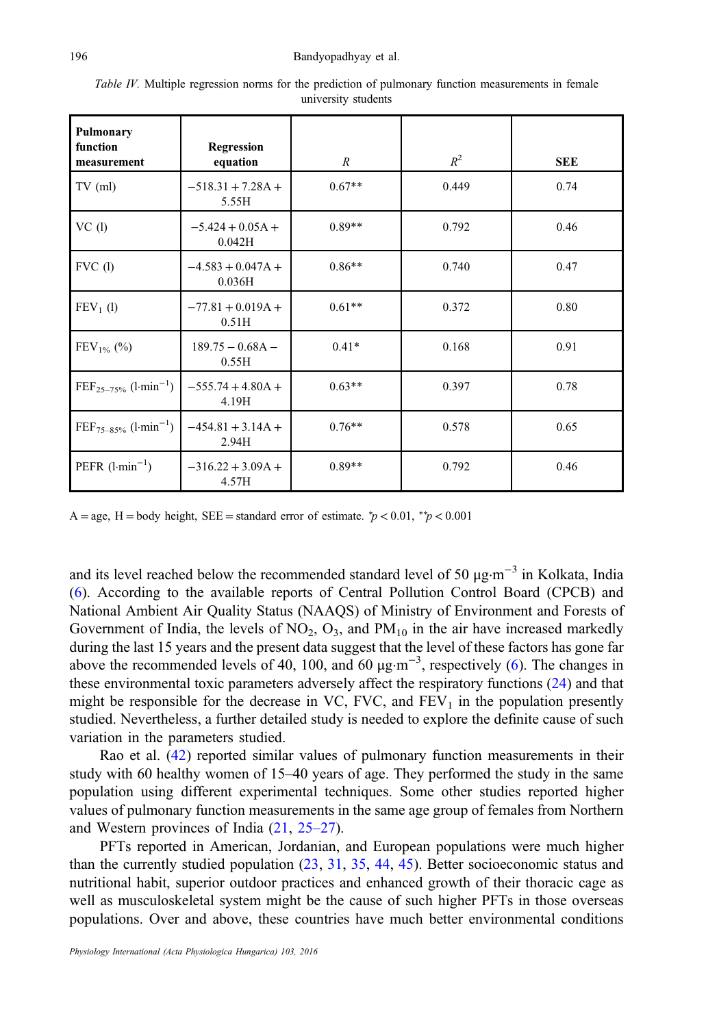*Table IV.* Multiple regression norms for the prediction of pulmonary function measurements in female university students

| Pulmonary function measurement | Regression equation | $R$ | $R^2$ | SEE |
|---|---|---|---|---|
| TV (ml) | $-518.31 + 7.28A + 5.55H$ | 0.67** | 0.449 | 0.74 |
| VC (l) | $-5.424 + 0.05A + 0.042H$ | 0.89** | 0.792 | 0.46 |
| FVC (l) | $-4.583 + 0.047A + 0.036H$ | 0.86** | 0.740 | 0.47 |
| $FEV_1$ (l) | $-77.81 + 0.019A + 0.51H$ | 0.61** | 0.372 | 0.80 |
| $FEV_{1\%}$ (%) | $189.75 - 0.68A - 0.55H$ | 0.41* | 0.168 | 0.91 |
| $FEF_{25-75\%}$ ($l \cdot min^{-1}$) | $-555.74 + 4.80A + 4.19H$ | 0.63** | 0.397 | 0.78 |
| $FEF_{75-85\%}$ ($l \cdot min^{-1}$) | $-454.81 + 3.14A + 2.94H$ | 0.76** | 0.578 | 0.65 |
| PEFR ($l \cdot min^{-1}$) | $-316.22 + 3.09A + 4.57H$ | 0.89** | 0.792 | 0.46 |

A = age, H = body height, SEE = standard error of estimate. *$p < 0.01$, **$p < 0.001$

and its level reached below the recommended standard level of 50 $\mu g \cdot m^{-3}$ in Kolkata, India (6). According to the available reports of Central Pollution Control Board (CPCB) and National Ambient Air Quality Status (NAAQS) of Ministry of Environment and Forests of Government of India, the levels of $NO_2$, $O_3$, and $PM_{10}$ in the air have increased markedly during the last 15 years and the present data suggest that the level of these factors has gone far above the recommended levels of 40, 100, and 60 $\mu g \cdot m^{-3}$, respectively (6). The changes in these environmental toxic parameters adversely affect the respiratory functions (24) and that might be responsible for the decrease in VC, FVC, and $FEV_1$ in the population presently studied. Nevertheless, a further detailed study is needed to explore the definite cause of such variation in the parameters studied.

Rao et al. (42) reported similar values of pulmonary function measurements in their study with 60 healthy women of 15–40 years of age. They performed the study in the same population using different experimental techniques. Some other studies reported higher values of pulmonary function measurements in the same age group of females from Northern and Western provinces of India (21, 25–27).

PFTs reported in American, Jordanian, and European populations were much higher than the currently studied population (23, 31, 35, 44, 45). Better socioeconomic status and nutritional habit, superior outdoor practices and enhanced growth of their thoracic cage as well as musculoskeletal system might be the cause of such higher PFTs in those overseas populations. Over and above, these countries have much better environmental conditions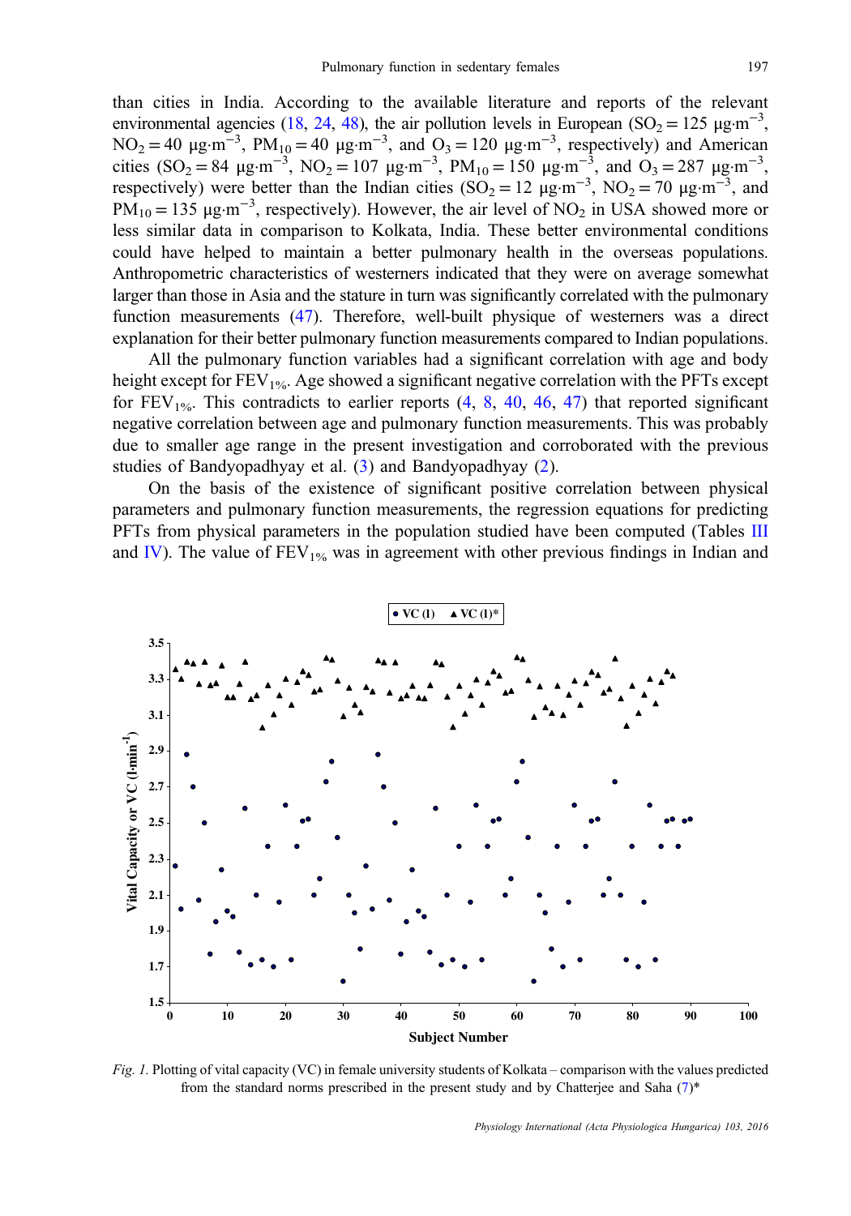than cities in India. According to the available literature and reports of the relevant environmental agencies (18, 24, 48), the air pollution levels in European ($SO_2 = 125$ μg·m$^{-3}$, $NO_2 = 40$ μg·m$^{-3}$, $PM_{10} = 40$ μg·m$^{-3}$, and $O_3 = 120$ μg·m$^{-3}$, respectively) and American cities ($SO_2 = 84$ μg·m$^{-3}$, $NO_2 = 107$ μg·m$^{-3}$, $PM_{10} = 150$ μg·m$^{-3}$, and $O_3 = 287$ μg·m$^{-3}$, respectively) were better than the Indian cities ($SO_2 = 12$ μg·m$^{-3}$, $NO_2 = 70$ μg·m$^{-3}$, and $PM_{10} = 135$ μg·m$^{-3}$, respectively). However, the air level of $NO_2$ in USA showed more or less similar data in comparison to Kolkata, India. These better environmental conditions could have helped to maintain a better pulmonary health in the overseas populations. Anthropometric characteristics of westerners indicated that they were on average somewhat larger than those in Asia and the stature in turn was significantly correlated with the pulmonary function measurements (47). Therefore, well-built physique of westerners was a direct explanation for their better pulmonary function measurements compared to Indian populations.

All the pulmonary function variables had a significant correlation with age and body height except for $FEV_{1\%}$. Age showed a significant negative correlation with the PFTs except for $FEV_{1\%}$. This contradicts to earlier reports (4, 8, 40, 46, 47) that reported significant negative correlation between age and pulmonary function measurements. This was probably due to smaller age range in the present investigation and corroborated with the previous studies of Bandyopadhyay et al. (3) and Bandyopadhyay (2).

On the basis of the existence of significant positive correlation between physical parameters and pulmonary function measurements, the regression equations for predicting PFTs from physical parameters in the population studied have been computed (Tables III and IV). The value of $FEV_{1\%}$ was in agreement with other previous findings in Indian and

*Fig. 1.* Plotting of vital capacity (VC) in female university students of Kolkata – comparison with the values predicted from the standard norms prescribed in the present study and by Chatterjee and Saha (7)*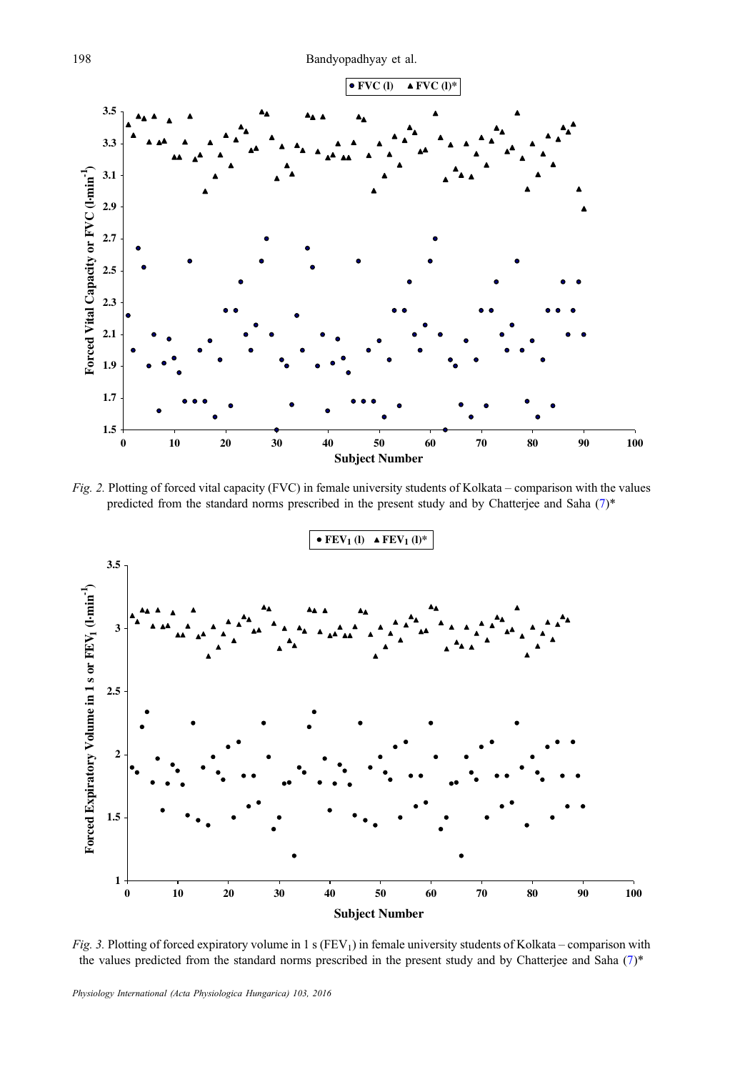*Fig. 2.* Plotting of forced vital capacity (FVC) in female university students of Kolkata – comparison with the values predicted from the standard norms prescribed in the present study and by Chatterjee and Saha (7)*

*Fig. 3.* Plotting of forced expiratory volume in 1 s ($FEV_1$) in female university students of Kolkata – comparison with the values predicted from the standard norms prescribed in the present study and by Chatterjee and Saha (7)*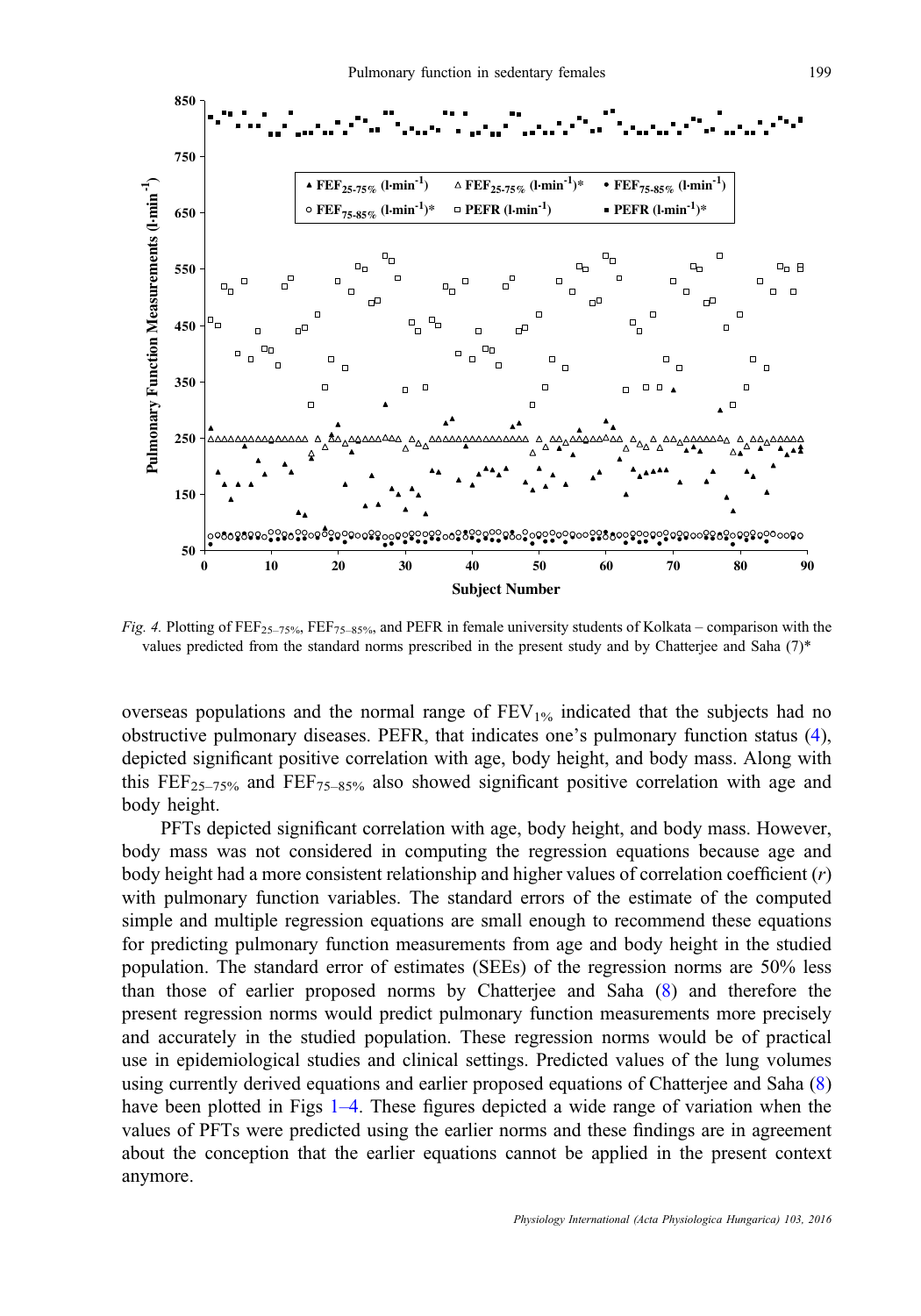*Fig. 4.* Plotting of $FEF_{25–75\%}$, $FEF_{75–85\%}$, and PEFR in female university students of Kolkata – comparison with the values predicted from the standard norms prescribed in the present study and by Chatterjee and Saha (7)*

overseas populations and the normal range of $FEV_{1\%}$ indicated that the subjects had no obstructive pulmonary diseases. PEFR, that indicates one's pulmonary function status (4), depicted significant positive correlation with age, body height, and body mass. Along with this $FEF_{25–75\%}$ and $FEF_{75–85\%}$ also showed significant positive correlation with age and body height.

PFTs depicted significant correlation with age, body height, and body mass. However, body mass was not considered in computing the regression equations because age and body height had a more consistent relationship and higher values of correlation coefficient ($r$) with pulmonary function variables. The standard errors of the estimate of the computed simple and multiple regression equations are small enough to recommend these equations for predicting pulmonary function measurements from age and body height in the studied population. The standard error of estimates (SEEs) of the regression norms are 50% less than those of earlier proposed norms by Chatterjee and Saha (8) and therefore the present regression norms would predict pulmonary function measurements more precisely and accurately in the studied population. These regression norms would be of practical use in epidemiological studies and clinical settings. Predicted values of the lung volumes using currently derived equations and earlier proposed equations of Chatterjee and Saha (8) have been plotted in Figs 1–4. These figures depicted a wide range of variation when the values of PFTs were predicted using the earlier norms and these findings are in agreement about the conception that the earlier equations cannot be applied in the present context anymore.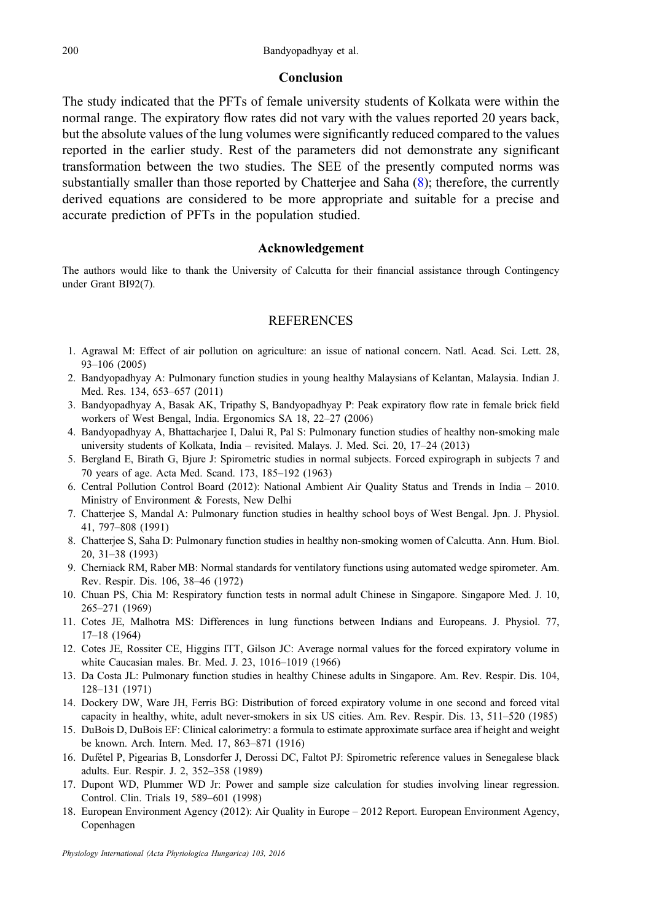## Conclusion

The study indicated that the PFTs of female university students of Kolkata were within the normal range. The expiratory flow rates did not vary with the values reported 20 years back, but the absolute values of the lung volumes were significantly reduced compared to the values reported in the earlier study. Rest of the parameters did not demonstrate any significant transformation between the two studies. The SEE of the presently computed norms was substantially smaller than those reported by Chatterjee and Saha (8); therefore, the currently derived equations are considered to be more appropriate and suitable for a precise and accurate prediction of PFTs in the population studied.

## Acknowledgement

The authors would like to thank the University of Calcutta for their financial assistance through Contingency under Grant BI92(7).

## REFERENCES

1. Agrawal M: Effect of air pollution on agriculture: an issue of national concern. Natl. Acad. Sci. Lett. 28, 93–106 (2005)
2. Bandyopadhyay A: Pulmonary function studies in young healthy Malaysians of Kelantan, Malaysia. Indian J. Med. Res. 134, 653–657 (2011)
3. Bandyopadhyay A, Basak AK, Tripathy S, Bandyopadhyay P: Peak expiratory flow rate in female brick field workers of West Bengal, India. Ergonomics SA 18, 22–27 (2006)
4. Bandyopadhyay A, Bhattacharjee I, Dalui R, Pal S: Pulmonary function studies of healthy non-smoking male university students of Kolkata, India – revisited. Malays. J. Med. Sci. 20, 17–24 (2013)
5. Bergland E, Birath G, Bjure J: Spirometric studies in normal subjects. Forced expirograph in subjects 7 and 70 years of age. Acta Med. Scand. 173, 185–192 (1963)
6. Central Pollution Control Board (2012): National Ambient Air Quality Status and Trends in India – 2010. Ministry of Environment & Forests, New Delhi
7. Chatterjee S, Mandal A: Pulmonary function studies in healthy school boys of West Bengal. Jpn. J. Physiol. 41, 797–808 (1991)
8. Chatterjee S, Saha D: Pulmonary function studies in healthy non-smoking women of Calcutta. Ann. Hum. Biol. 20, 31–38 (1993)
9. Cherniack RM, Raber MB: Normal standards for ventilatory functions using automated wedge spirometer. Am. Rev. Respir. Dis. 106, 38–46 (1972)
10. Chuan PS, Chia M: Respiratory function tests in normal adult Chinese in Singapore. Singapore Med. J. 10, 265–271 (1969)
11. Cotes JE, Malhotra MS: Differences in lung functions between Indians and Europeans. J. Physiol. 77, 17–18 (1964)
12. Cotes JE, Rossiter CE, Higgins ITT, Gilson JC: Average normal values for the forced expiratory volume in white Caucasian males. Br. Med. J. 23, 1016–1019 (1966)
13. Da Costa JL: Pulmonary function studies in healthy Chinese adults in Singapore. Am. Rev. Respir. Dis. 104, 128–131 (1971)
14. Dockery DW, Ware JH, Ferris BG: Distribution of forced expiratory volume in one second and forced vital capacity in healthy, white, adult never-smokers in six US cities. Am. Rev. Respir. Dis. 13, 511–520 (1985)
15. DuBois D, DuBois EF: Clinical calorimetry: a formula to estimate approximate surface area if height and weight be known. Arch. Intern. Med. 17, 863–871 (1916)
16. Dufétel P, Pigearias B, Lonsdorfer J, Derossi DC, Faltot PJ: Spirometric reference values in Senegalese black adults. Eur. Respir. J. 2, 352–358 (1989)
17. Dupont WD, Plummer WD Jr: Power and sample size calculation for studies involving linear regression. Control. Clin. Trials 19, 589–601 (1998)
18. European Environment Agency (2012): Air Quality in Europe – 2012 Report. European Environment Agency, Copenhagen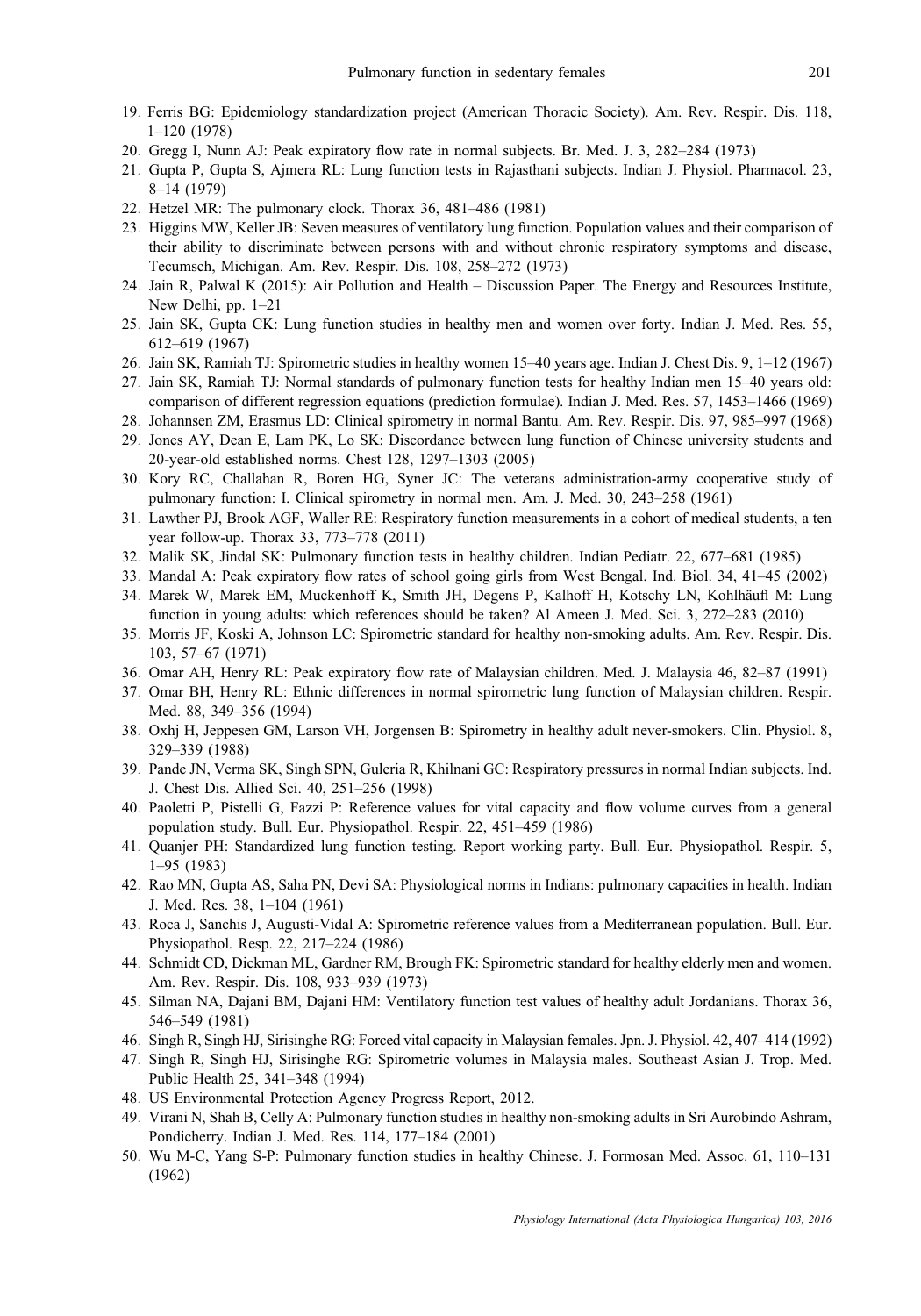19. Ferris BG: Epidemiology standardization project (American Thoracic Society). Am. Rev. Respir. Dis. 118, 1–120 (1978)
20. Gregg I, Nunn AJ: Peak expiratory flow rate in normal subjects. Br. Med. J. 3, 282–284 (1973)
21. Gupta P, Gupta S, Ajmera RL: Lung function tests in Rajasthani subjects. Indian J. Physiol. Pharmacol. 23, 8–14 (1979)
22. Hetzel MR: The pulmonary clock. Thorax 36, 481–486 (1981)
23. Higgins MW, Keller JB: Seven measures of ventilatory lung function. Population values and their comparison of their ability to discriminate between persons with and without chronic respiratory symptoms and disease, Tecumsch, Michigan. Am. Rev. Respir. Dis. 108, 258–272 (1973)
24. Jain R, Palwal K (2015): Air Pollution and Health – Discussion Paper. The Energy and Resources Institute, New Delhi, pp. 1–21
25. Jain SK, Gupta CK: Lung function studies in healthy men and women over forty. Indian J. Med. Res. 55, 612–619 (1967)
26. Jain SK, Ramiah TJ: Spirometric studies in healthy women 15–40 years age. Indian J. Chest Dis. 9, 1–12 (1967)
27. Jain SK, Ramiah TJ: Normal standards of pulmonary function tests for healthy Indian men 15–40 years old: comparison of different regression equations (prediction formulae). Indian J. Med. Res. 57, 1453–1466 (1969)
28. Johannsen ZM, Erasmus LD: Clinical spirometry in normal Bantu. Am. Rev. Respir. Dis. 97, 985–997 (1968)
29. Jones AY, Dean E, Lam PK, Lo SK: Discordance between lung function of Chinese university students and 20-year-old established norms. Chest 128, 1297–1303 (2005)
30. Kory RC, Challahan R, Boren HG, Syner JC: The veterans administration-army cooperative study of pulmonary function: I. Clinical spirometry in normal men. Am. J. Med. 30, 243–258 (1961)
31. Lawther PJ, Brook AGF, Waller RE: Respiratory function measurements in a cohort of medical students, a ten year follow-up. Thorax 33, 773–778 (2011)
32. Malik SK, Jindal SK: Pulmonary function tests in healthy children. Indian Pediatr. 22, 677–681 (1985)
33. Mandal A: Peak expiratory flow rates of school going girls from West Bengal. Ind. Biol. 34, 41–45 (2002)
34. Marek W, Marek EM, Muckenhoff K, Smith JH, Degens P, Kalhoff H, Kotschy LN, Kohlhäufl M: Lung function in young adults: which references should be taken? Al Ameen J. Med. Sci. 3, 272–283 (2010)
35. Morris JF, Koski A, Johnson LC: Spirometric standard for healthy non-smoking adults. Am. Rev. Respir. Dis. 103, 57–67 (1971)
36. Omar AH, Henry RL: Peak expiratory flow rate of Malaysian children. Med. J. Malaysia 46, 82–87 (1991)
37. Omar BH, Henry RL: Ethnic differences in normal spirometric lung function of Malaysian children. Respir. Med. 88, 349–356 (1994)
38. Oxhj H, Jeppesen GM, Larson VH, Jorgensen B: Spirometry in healthy adult never-smokers. Clin. Physiol. 8, 329–339 (1988)
39. Pande JN, Verma SK, Singh SPN, Guleria R, Khilnani GC: Respiratory pressures in normal Indian subjects. Ind. J. Chest Dis. Allied Sci. 40, 251–256 (1998)
40. Paoletti P, Pistelli G, Fazzi P: Reference values for vital capacity and flow volume curves from a general population study. Bull. Eur. Physiopathol. Respir. 22, 451–459 (1986)
41. Quanjer PH: Standardized lung function testing. Report working party. Bull. Eur. Physiopathol. Respir. 5, 1–95 (1983)
42. Rao MN, Gupta AS, Saha PN, Devi SA: Physiological norms in Indians: pulmonary capacities in health. Indian J. Med. Res. 38, 1–104 (1961)
43. Roca J, Sanchis J, Augusti-Vidal A: Spirometric reference values from a Mediterranean population. Bull. Eur. Physiopathol. Resp. 22, 217–224 (1986)
44. Schmidt CD, Dickman ML, Gardner RM, Brough FK: Spirometric standard for healthy elderly men and women. Am. Rev. Respir. Dis. 108, 933–939 (1973)
45. Silman NA, Dajani BM, Dajani HM: Ventilatory function test values of healthy adult Jordanians. Thorax 36, 546–549 (1981)
46. Singh R, Singh HJ, Sirisinghe RG: Forced vital capacity in Malaysian females. Jpn. J. Physiol. 42, 407–414 (1992)
47. Singh R, Singh HJ, Sirisinghe RG: Spirometric volumes in Malaysia males. Southeast Asian J. Trop. Med. Public Health 25, 341–348 (1994)
48. US Environmental Protection Agency Progress Report, 2012.
49. Virani N, Shah B, Celly A: Pulmonary function studies in healthy non-smoking adults in Sri Aurobindo Ashram, Pondicherry. Indian J. Med. Res. 114, 177–184 (2001)
50. Wu M-C, Yang S-P: Pulmonary function studies in healthy Chinese. J. Formosan Med. Assoc. 61, 110–131 (1962)